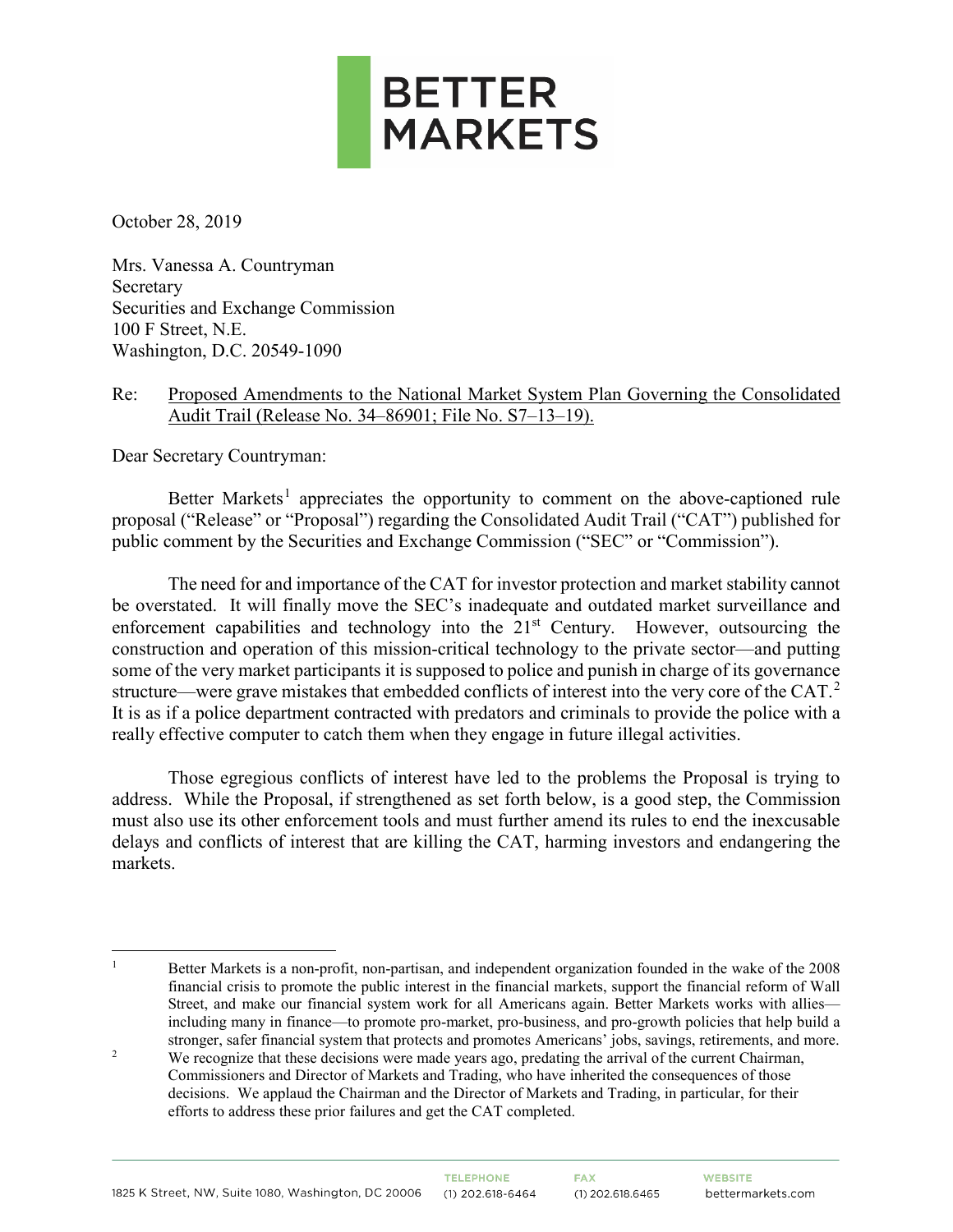# BETTER MARKETS

October 28, 2019

Mrs. Vanessa A. Countryman
Secretary
Securities and Exchange Commission
100 F Street, N.E.
Washington, D.C. 20549-1090

Re: Proposed Amendments to the National Market System Plan Governing the Consolidated Audit Trail (Release No. 34–86901; File No. S7–13–19).

Dear Secretary Countryman:

Better Markets[1] appreciates the opportunity to comment on the above-captioned rule proposal ("Release" or "Proposal") regarding the Consolidated Audit Trail ("CAT") published for public comment by the Securities and Exchange Commission ("SEC" or "Commission").

The need for and importance of the CAT for investor protection and market stability cannot be overstated. It will finally move the SEC's inadequate and outdated market surveillance and enforcement capabilities and technology into the 21st Century. However, outsourcing the construction and operation of this mission-critical technology to the private sector—and putting some of the very market participants it is supposed to police and punish in charge of its governance structure—were grave mistakes that embedded conflicts of interest into the very core of the CAT.[2] It is as if a police department contracted with predators and criminals to provide the police with a really effective computer to catch them when they engage in future illegal activities.

Those egregious conflicts of interest have led to the problems the Proposal is trying to address. While the Proposal, if strengthened as set forth below, is a good step, the Commission must also use its other enforcement tools and must further amend its rules to end the inexcusable delays and conflicts of interest that are killing the CAT, harming investors and endangering the markets.

---

[1] Better Markets is a non-profit, non-partisan, and independent organization founded in the wake of the 2008 financial crisis to promote the public interest in the financial markets, support the financial reform of Wall Street, and make our financial system work for all Americans again. Better Markets works with allies—including many in finance—to promote pro-market, pro-business, and pro-growth policies that help build a stronger, safer financial system that protects and promotes Americans' jobs, savings, retirements, and more.

[2] We recognize that these decisions were made years ago, predating the arrival of the current Chairman, Commissioners and Director of Markets and Trading, who have inherited the consequences of those decisions. We applaud the Chairman and the Director of Markets and Trading, in particular, for their efforts to address these prior failures and get the CAT completed.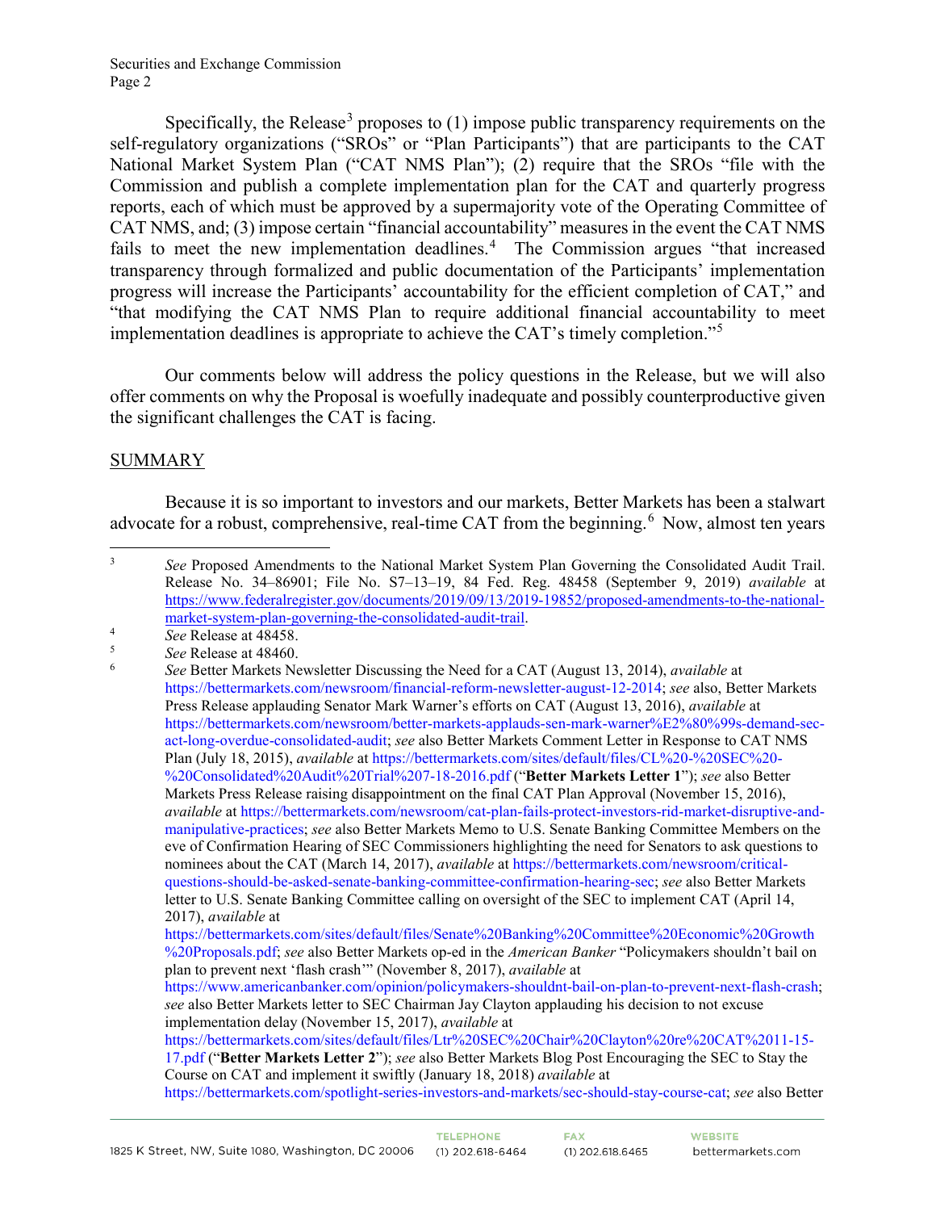Specifically, the Release[3] proposes to (1) impose public transparency requirements on the self-regulatory organizations ("SROs" or "Plan Participants") that are participants to the CAT National Market System Plan ("CAT NMS Plan"); (2) require that the SROs "file with the Commission and publish a complete implementation plan for the CAT and quarterly progress reports, each of which must be approved by a supermajority vote of the Operating Committee of CAT NMS, and; (3) impose certain "financial accountability" measures in the event the CAT NMS fails to meet the new implementation deadlines.[4] The Commission argues "that increased transparency through formalized and public documentation of the Participants' implementation progress will increase the Participants' accountability for the efficient completion of CAT," and "that modifying the CAT NMS Plan to require additional financial accountability to meet implementation deadlines is appropriate to achieve the CAT's timely completion."[5]

Our comments below will address the policy questions in the Release, but we will also offer comments on why the Proposal is woefully inadequate and possibly counterproductive given the significant challenges the CAT is facing.

## SUMMARY

Because it is so important to investors and our markets, Better Markets has been a stalwart advocate for a robust, comprehensive, real-time CAT from the beginning.[6] Now, almost ten years

---

[3] *See* Proposed Amendments to the National Market System Plan Governing the Consolidated Audit Trail. Release No. 34–86901; File No. S7–13–19, 84 Fed. Reg. 48458 (September 9, 2019) *available* at https://www.federalregister.gov/documents/2019/09/13/2019-19852/proposed-amendments-to-the-national-market-system-plan-governing-the-consolidated-audit-trail.

[4] *See* Release at 48458.

[5] *See* Release at 48460.

[6] *See* Better Markets Newsletter Discussing the Need for a CAT (August 13, 2014), *available* at https://bettermarkets.com/newsroom/financial-reform-newsletter-august-12-2014; *see* also, Better Markets Press Release applauding Senator Mark Warner's efforts on CAT (August 13, 2016), *available* at https://bettermarkets.com/newsroom/better-markets-applauds-sen-mark-warner%E2%80%99s-demand-sec-act-long-overdue-consolidated-audit; *see* also Better Markets Comment Letter in Response to CAT NMS Plan (July 18, 2015), *available* at https://bettermarkets.com/sites/default/files/CL%20-%20SEC%20-%20Consolidated%20Audit%20Trial%207-18-2016.pdf ("**Better Markets Letter 1**"); *see* also Better Markets Press Release raising disappointment on the final CAT Plan Approval (November 15, 2016), *available* at https://bettermarkets.com/newsroom/cat-plan-fails-protect-investors-rid-market-disruptive-and-manipulative-practices; *see* also Better Markets Memo to U.S. Senate Banking Committee Members on the eve of Confirmation Hearing of SEC Commissioners highlighting the need for Senators to ask questions to nominees about the CAT (March 14, 2017), *available* at https://bettermarkets.com/newsroom/critical-questions-should-be-asked-senate-banking-committee-confirmation-hearing-sec; *see* also Better Markets letter to U.S. Senate Banking Committee calling on oversight of the SEC to implement CAT (April 14, 2017), *available* at https://bettermarkets.com/sites/default/files/Senate%20Banking%20Committee%20Economic%20Growth%20Proposals.pdf; *see* also Better Markets op-ed in the *American Banker* "Policymakers shouldn't bail on plan to prevent next 'flash crash'" (November 8, 2017), *available* at https://www.americanbanker.com/opinion/policymakers-shouldnt-bail-on-plan-to-prevent-next-flash-crash; *see* also Better Markets letter to SEC Chairman Jay Clayton applauding his decision to not excuse implementation delay (November 15, 2017), *available* at https://bettermarkets.com/sites/default/files/Ltr%20SEC%20Chair%20Clayton%20re%20CAT%2011-15-17.pdf ("**Better Markets Letter 2**"); *see* also Better Markets Blog Post Encouraging the SEC to Stay the Course on CAT and implement it swiftly (January 18, 2018) *available* at https://bettermarkets.com/spotlight-series-investors-and-markets/sec-should-stay-course-cat; *see* also Better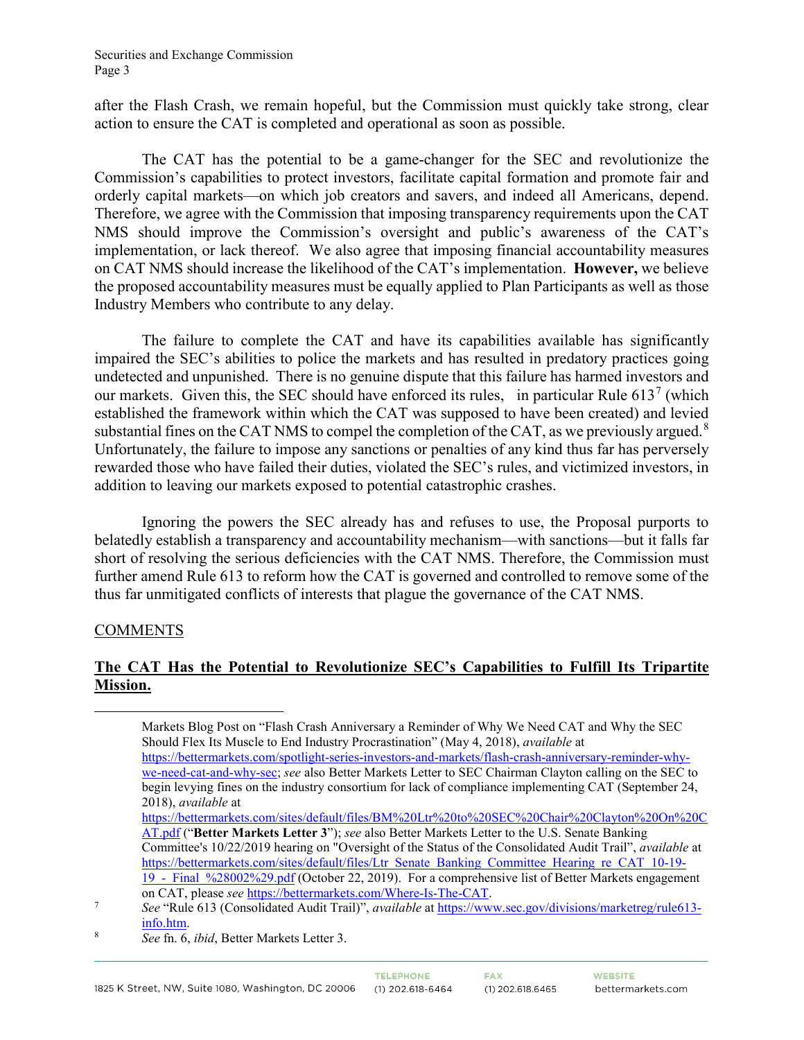after the Flash Crash, we remain hopeful, but the Commission must quickly take strong, clear action to ensure the CAT is completed and operational as soon as possible.

The CAT has the potential to be a game-changer for the SEC and revolutionize the Commission's capabilities to protect investors, facilitate capital formation and promote fair and orderly capital markets—on which job creators and savers, and indeed all Americans, depend. Therefore, we agree with the Commission that imposing transparency requirements upon the CAT NMS should improve the Commission's oversight and public's awareness of the CAT's implementation, or lack thereof. We also agree that imposing financial accountability measures on CAT NMS should increase the likelihood of the CAT's implementation. **However,** we believe the proposed accountability measures must be equally applied to Plan Participants as well as those Industry Members who contribute to any delay.

The failure to complete the CAT and have its capabilities available has significantly impaired the SEC's abilities to police the markets and has resulted in predatory practices going undetected and unpunished. There is no genuine dispute that this failure has harmed investors and our markets. Given this, the SEC should have enforced its rules, in particular Rule 613[7] (which established the framework within which the CAT was supposed to have been created) and levied substantial fines on the CAT NMS to compel the completion of the CAT, as we previously argued.[8] Unfortunately, the failure to impose any sanctions or penalties of any kind thus far has perversely rewarded those who have failed their duties, violated the SEC's rules, and victimized investors, in addition to leaving our markets exposed to potential catastrophic crashes.

Ignoring the powers the SEC already has and refuses to use, the Proposal purports to belatedly establish a transparency and accountability mechanism—with sanctions—but it falls far short of resolving the serious deficiencies with the CAT NMS. Therefore, the Commission must further amend Rule 613 to reform how the CAT is governed and controlled to remove some of the thus far unmitigated conflicts of interests that plague the governance of the CAT NMS.

COMMENTS

**The CAT Has the Potential to Revolutionize SEC's Capabilities to Fulfill Its Tripartite Mission.**

---

Markets Blog Post on "Flash Crash Anniversary a Reminder of Why We Need CAT and Why the SEC Should Flex Its Muscle to End Industry Procrastination" (May 4, 2018), *available* at https://bettermarkets.com/spotlight-series-investors-and-markets/flash-crash-anniversary-reminder-why-we-need-cat-and-why-sec; *see* also Better Markets Letter to SEC Chairman Clayton calling on the SEC to begin levying fines on the industry consortium for lack of compliance implementing CAT (September 24, 2018), *available* at https://bettermarkets.com/sites/default/files/BM%20Ltr%20to%20SEC%20Chair%20Clayton%20On%20CAT.pdf ("**Better Markets Letter 3**"); *see* also Better Markets Letter to the U.S. Senate Banking Committee's 10/22/2019 hearing on "Oversight of the Status of the Consolidated Audit Trail", *available* at https://bettermarkets.com/sites/default/files/Ltr_Senate_Banking_Committee_Hearing_re_CAT_10-19-19_-_Final_%28002%29.pdf (October 22, 2019). For a comprehensive list of Better Markets engagement on CAT, please *see* https://bettermarkets.com/Where-Is-The-CAT.

[7] *See* "Rule 613 (Consolidated Audit Trail)", *available* at https://www.sec.gov/divisions/marketreg/rule613-info.htm.

[8] *See* fn. 6, *ibid*, Better Markets Letter 3.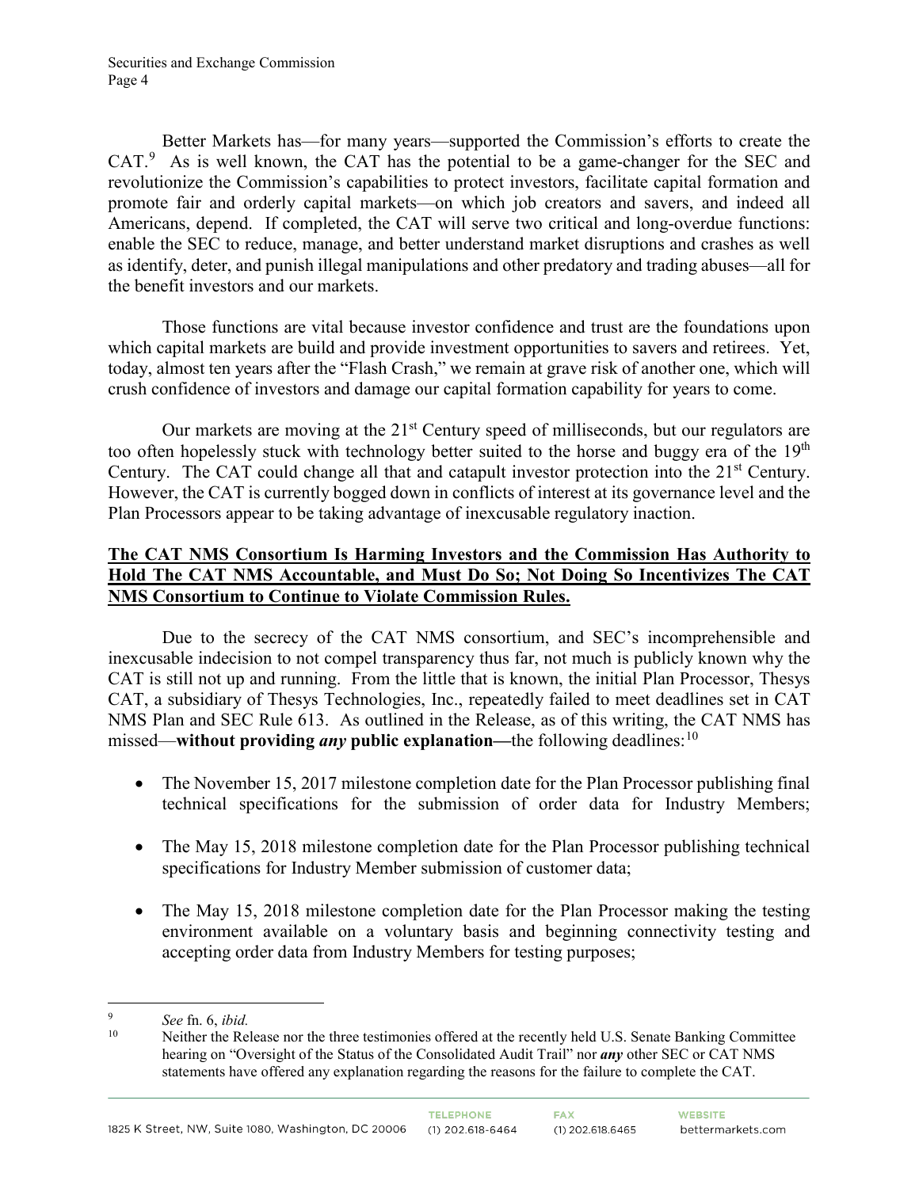Better Markets has—for many years—supported the Commission's efforts to create the CAT.[9] As is well known, the CAT has the potential to be a game-changer for the SEC and revolutionize the Commission's capabilities to protect investors, facilitate capital formation and promote fair and orderly capital markets—on which job creators and savers, and indeed all Americans, depend. If completed, the CAT will serve two critical and long-overdue functions: enable the SEC to reduce, manage, and better understand market disruptions and crashes as well as identify, deter, and punish illegal manipulations and other predatory and trading abuses—all for the benefit investors and our markets.

Those functions are vital because investor confidence and trust are the foundations upon which capital markets are build and provide investment opportunities to savers and retirees. Yet, today, almost ten years after the "Flash Crash," we remain at grave risk of another one, which will crush confidence of investors and damage our capital formation capability for years to come.

Our markets are moving at the 21st Century speed of milliseconds, but our regulators are too often hopelessly stuck with technology better suited to the horse and buggy era of the 19th Century. The CAT could change all that and catapult investor protection into the 21st Century. However, the CAT is currently bogged down in conflicts of interest at its governance level and the Plan Processors appear to be taking advantage of inexcusable regulatory inaction.

**The CAT NMS Consortium Is Harming Investors and the Commission Has Authority to Hold The CAT NMS Accountable, and Must Do So; Not Doing So Incentivizes The CAT NMS Consortium to Continue to Violate Commission Rules.**

Due to the secrecy of the CAT NMS consortium, and SEC's incomprehensible and inexcusable indecision to not compel transparency thus far, not much is publicly known why the CAT is still not up and running. From the little that is known, the initial Plan Processor, Thesys CAT, a subsidiary of Thesys Technologies, Inc., repeatedly failed to meet deadlines set in CAT NMS Plan and SEC Rule 613. As outlined in the Release, as of this writing, the CAT NMS has missed—**without providing *any* public explanation—**the following deadlines:[10]

- The November 15, 2017 milestone completion date for the Plan Processor publishing final technical specifications for the submission of order data for Industry Members;
- The May 15, 2018 milestone completion date for the Plan Processor publishing technical specifications for Industry Member submission of customer data;
- The May 15, 2018 milestone completion date for the Plan Processor making the testing environment available on a voluntary basis and beginning connectivity testing and accepting order data from Industry Members for testing purposes;

[9] *See* fn. 6, *ibid.*

[10] Neither the Release nor the three testimonies offered at the recently held U.S. Senate Banking Committee hearing on "Oversight of the Status of the Consolidated Audit Trail" nor ***any*** other SEC or CAT NMS statements have offered any explanation regarding the reasons for the failure to complete the CAT.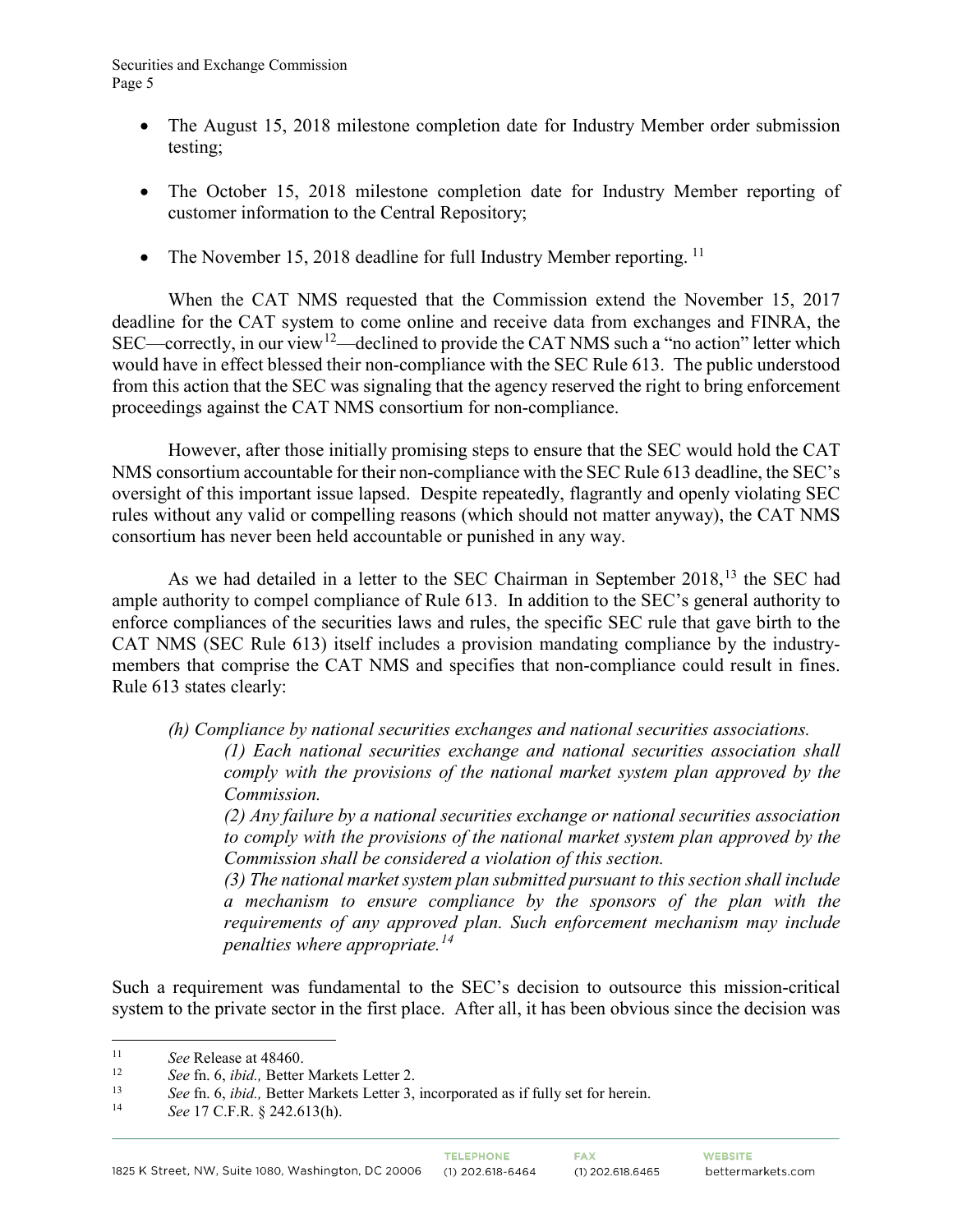- The August 15, 2018 milestone completion date for Industry Member order submission testing;
- The October 15, 2018 milestone completion date for Industry Member reporting of customer information to the Central Repository;
- The November 15, 2018 deadline for full Industry Member reporting. [11]

When the CAT NMS requested that the Commission extend the November 15, 2017 deadline for the CAT system to come online and receive data from exchanges and FINRA, the SEC—correctly, in our view[12]—declined to provide the CAT NMS such a "no action" letter which would have in effect blessed their non-compliance with the SEC Rule 613. The public understood from this action that the SEC was signaling that the agency reserved the right to bring enforcement proceedings against the CAT NMS consortium for non-compliance.

However, after those initially promising steps to ensure that the SEC would hold the CAT NMS consortium accountable for their non-compliance with the SEC Rule 613 deadline, the SEC's oversight of this important issue lapsed. Despite repeatedly, flagrantly and openly violating SEC rules without any valid or compelling reasons (which should not matter anyway), the CAT NMS consortium has never been held accountable or punished in any way.

As we had detailed in a letter to the SEC Chairman in September 2018,[13] the SEC had ample authority to compel compliance of Rule 613. In addition to the SEC's general authority to enforce compliances of the securities laws and rules, the specific SEC rule that gave birth to the CAT NMS (SEC Rule 613) itself includes a provision mandating compliance by the industry-members that comprise the CAT NMS and specifies that non-compliance could result in fines. Rule 613 states clearly:

> *(h) Compliance by national securities exchanges and national securities associations.*
>
> *(1) Each national securities exchange and national securities association shall comply with the provisions of the national market system plan approved by the Commission.*
>
> *(2) Any failure by a national securities exchange or national securities association to comply with the provisions of the national market system plan approved by the Commission shall be considered a violation of this section.*
>
> *(3) The national market system plan submitted pursuant to this section shall include a mechanism to ensure compliance by the sponsors of the plan with the requirements of any approved plan. Such enforcement mechanism may include penalties where appropriate.*[14]

Such a requirement was fundamental to the SEC's decision to outsource this mission-critical system to the private sector in the first place. After all, it has been obvious since the decision was

---

[11] *See* Release at 48460.

[12] *See* fn. 6, *ibid.,* Better Markets Letter 2.

[13] *See* fn. 6, *ibid.,* Better Markets Letter 3, incorporated as if fully set for herein.

[14] *See* 17 C.F.R. § 242.613(h).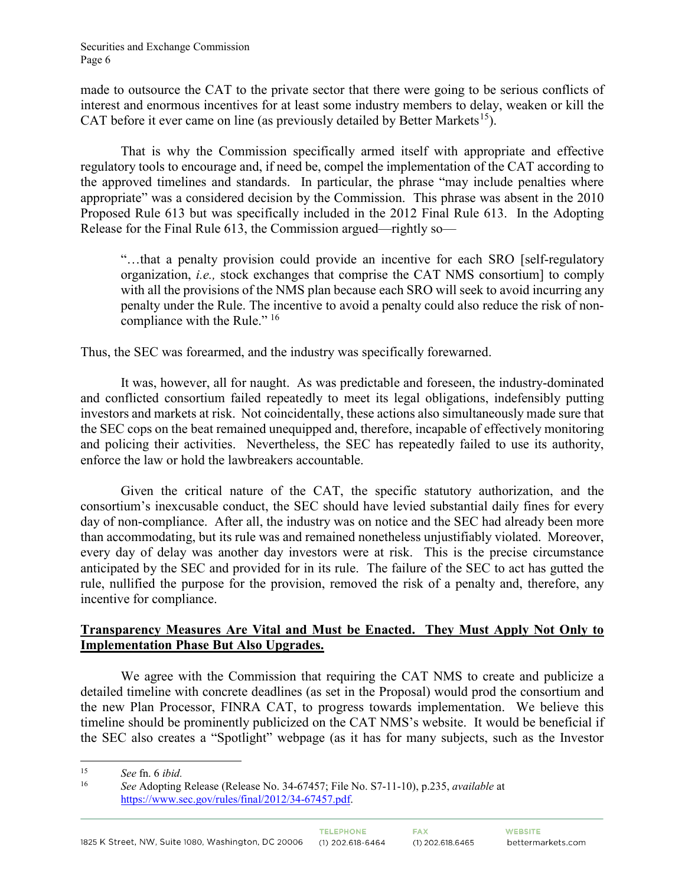made to outsource the CAT to the private sector that there were going to be serious conflicts of interest and enormous incentives for at least some industry members to delay, weaken or kill the CAT before it ever came on line (as previously detailed by Better Markets[15]).

That is why the Commission specifically armed itself with appropriate and effective regulatory tools to encourage and, if need be, compel the implementation of the CAT according to the approved timelines and standards. In particular, the phrase "may include penalties where appropriate" was a considered decision by the Commission. This phrase was absent in the 2010 Proposed Rule 613 but was specifically included in the 2012 Final Rule 613. In the Adopting Release for the Final Rule 613, the Commission argued—rightly so—

> "…that a penalty provision could provide an incentive for each SRO [self-regulatory organization, *i.e.,* stock exchanges that comprise the CAT NMS consortium] to comply with all the provisions of the NMS plan because each SRO will seek to avoid incurring any penalty under the Rule. The incentive to avoid a penalty could also reduce the risk of non-compliance with the Rule." [16]

Thus, the SEC was forearmed, and the industry was specifically forewarned.

It was, however, all for naught. As was predictable and foreseen, the industry-dominated and conflicted consortium failed repeatedly to meet its legal obligations, indefensibly putting investors and markets at risk. Not coincidentally, these actions also simultaneously made sure that the SEC cops on the beat remained unequipped and, therefore, incapable of effectively monitoring and policing their activities. Nevertheless, the SEC has repeatedly failed to use its authority, enforce the law or hold the lawbreakers accountable.

Given the critical nature of the CAT, the specific statutory authorization, and the consortium's inexcusable conduct, the SEC should have levied substantial daily fines for every day of non-compliance. After all, the industry was on notice and the SEC had already been more than accommodating, but its rule was and remained nonetheless unjustifiably violated. Moreover, every day of delay was another day investors were at risk. This is the precise circumstance anticipated by the SEC and provided for in its rule. The failure of the SEC to act has gutted the rule, nullified the purpose for the provision, removed the risk of a penalty and, therefore, any incentive for compliance.

**Transparency Measures Are Vital and Must be Enacted. They Must Apply Not Only to Implementation Phase But Also Upgrades.**

We agree with the Commission that requiring the CAT NMS to create and publicize a detailed timeline with concrete deadlines (as set in the Proposal) would prod the consortium and the new Plan Processor, FINRA CAT, to progress towards implementation. We believe this timeline should be prominently publicized on the CAT NMS's website. It would be beneficial if the SEC also creates a "Spotlight" webpage (as it has for many subjects, such as the Investor

---

[15] *See* fn. 6 *ibid.*

[16] *See* Adopting Release (Release No. 34-67457; File No. S7-11-10), p.235, *available* at https://www.sec.gov/rules/final/2012/34-67457.pdf.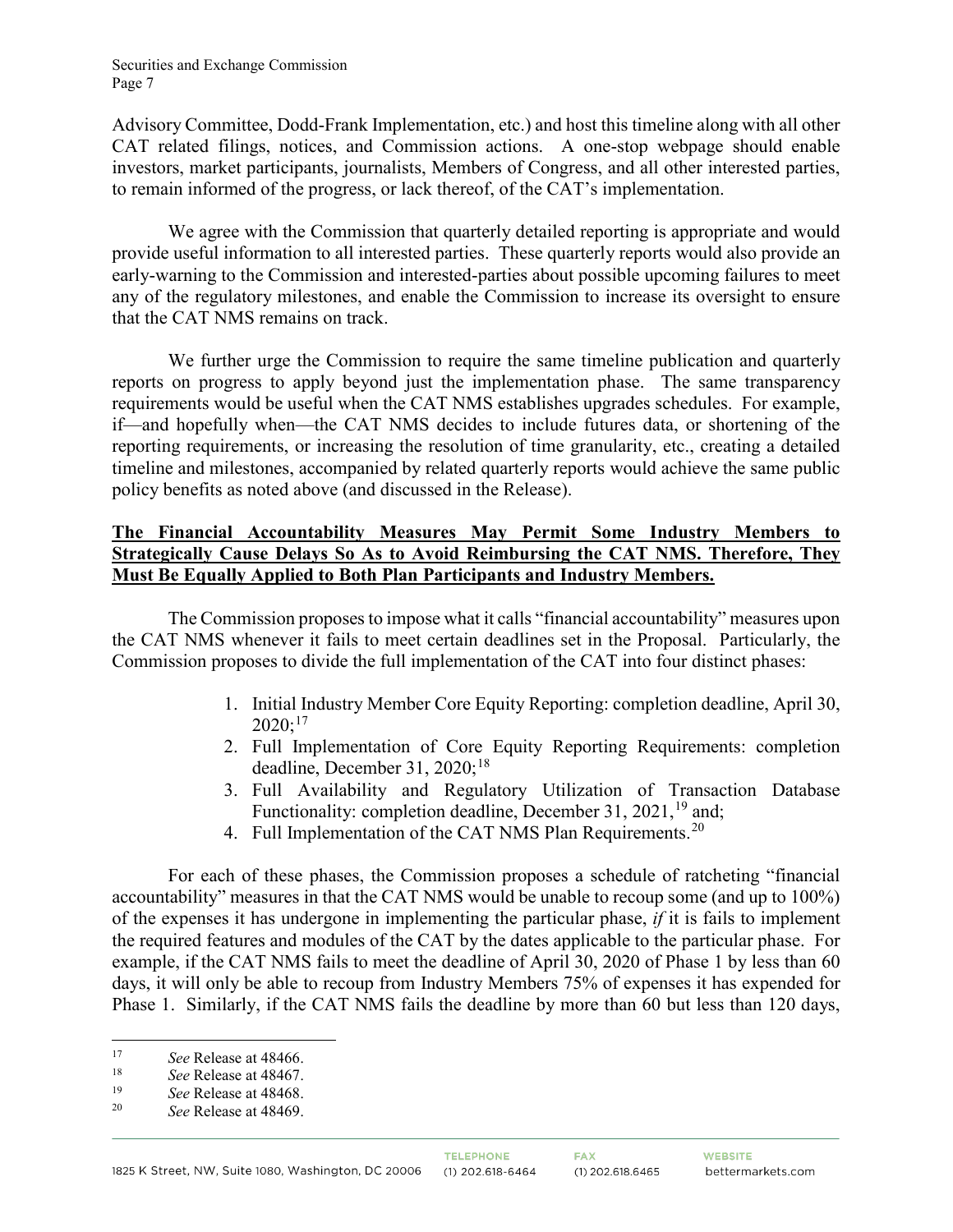Advisory Committee, Dodd-Frank Implementation, etc.) and host this timeline along with all other CAT related filings, notices, and Commission actions. A one-stop webpage should enable investors, market participants, journalists, Members of Congress, and all other interested parties, to remain informed of the progress, or lack thereof, of the CAT's implementation.

We agree with the Commission that quarterly detailed reporting is appropriate and would provide useful information to all interested parties. These quarterly reports would also provide an early-warning to the Commission and interested-parties about possible upcoming failures to meet any of the regulatory milestones, and enable the Commission to increase its oversight to ensure that the CAT NMS remains on track.

We further urge the Commission to require the same timeline publication and quarterly reports on progress to apply beyond just the implementation phase. The same transparency requirements would be useful when the CAT NMS establishes upgrades schedules. For example, if—and hopefully when—the CAT NMS decides to include futures data, or shortening of the reporting requirements, or increasing the resolution of time granularity, etc., creating a detailed timeline and milestones, accompanied by related quarterly reports would achieve the same public policy benefits as noted above (and discussed in the Release).

**The Financial Accountability Measures May Permit Some Industry Members to Strategically Cause Delays So As to Avoid Reimbursing the CAT NMS. Therefore, They Must Be Equally Applied to Both Plan Participants and Industry Members.**

The Commission proposes to impose what it calls "financial accountability" measures upon the CAT NMS whenever it fails to meet certain deadlines set in the Proposal. Particularly, the Commission proposes to divide the full implementation of the CAT into four distinct phases:

1. Initial Industry Member Core Equity Reporting: completion deadline, April 30, 2020;[17]
2. Full Implementation of Core Equity Reporting Requirements: completion deadline, December 31, 2020;[18]
3. Full Availability and Regulatory Utilization of Transaction Database Functionality: completion deadline, December 31, 2021,[19] and;
4. Full Implementation of the CAT NMS Plan Requirements.[20]

For each of these phases, the Commission proposes a schedule of ratcheting "financial accountability" measures in that the CAT NMS would be unable to recoup some (and up to 100%) of the expenses it has undergone in implementing the particular phase, *if* it is fails to implement the required features and modules of the CAT by the dates applicable to the particular phase. For example, if the CAT NMS fails to meet the deadline of April 30, 2020 of Phase 1 by less than 60 days, it will only be able to recoup from Industry Members 75% of expenses it has expended for Phase 1. Similarly, if the CAT NMS fails the deadline by more than 60 but less than 120 days,

[17] *See* Release at 48466.

[18] *See* Release at 48467.

[19] *See* Release at 48468.

[20] *See* Release at 48469.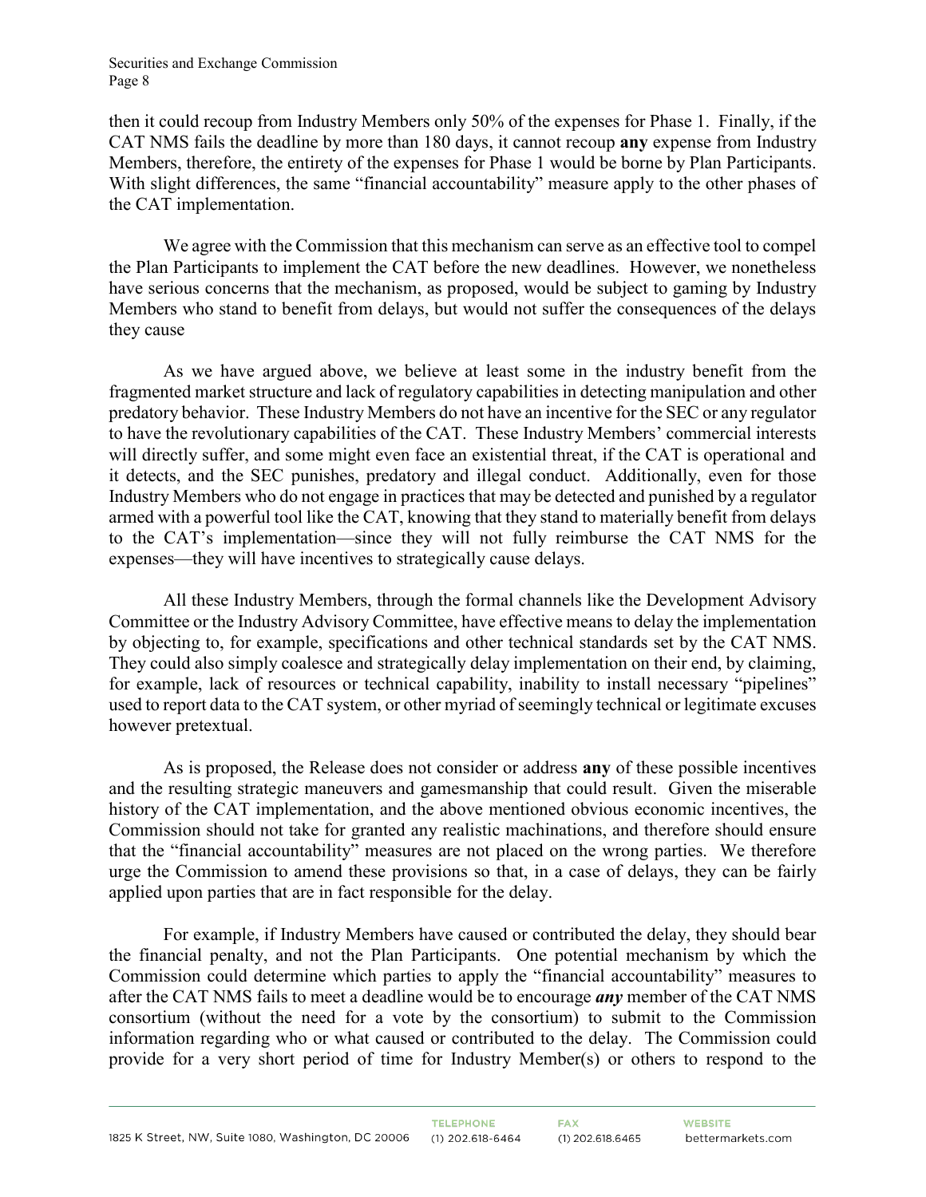then it could recoup from Industry Members only 50% of the expenses for Phase 1. Finally, if the CAT NMS fails the deadline by more than 180 days, it cannot recoup **any** expense from Industry Members, therefore, the entirety of the expenses for Phase 1 would be borne by Plan Participants. With slight differences, the same "financial accountability" measure apply to the other phases of the CAT implementation.

We agree with the Commission that this mechanism can serve as an effective tool to compel the Plan Participants to implement the CAT before the new deadlines. However, we nonetheless have serious concerns that the mechanism, as proposed, would be subject to gaming by Industry Members who stand to benefit from delays, but would not suffer the consequences of the delays they cause

As we have argued above, we believe at least some in the industry benefit from the fragmented market structure and lack of regulatory capabilities in detecting manipulation and other predatory behavior. These Industry Members do not have an incentive for the SEC or any regulator to have the revolutionary capabilities of the CAT. These Industry Members' commercial interests will directly suffer, and some might even face an existential threat, if the CAT is operational and it detects, and the SEC punishes, predatory and illegal conduct. Additionally, even for those Industry Members who do not engage in practices that may be detected and punished by a regulator armed with a powerful tool like the CAT, knowing that they stand to materially benefit from delays to the CAT's implementation—since they will not fully reimburse the CAT NMS for the expenses—they will have incentives to strategically cause delays.

All these Industry Members, through the formal channels like the Development Advisory Committee or the Industry Advisory Committee, have effective means to delay the implementation by objecting to, for example, specifications and other technical standards set by the CAT NMS. They could also simply coalesce and strategically delay implementation on their end, by claiming, for example, lack of resources or technical capability, inability to install necessary "pipelines" used to report data to the CAT system, or other myriad of seemingly technical or legitimate excuses however pretextual.

As is proposed, the Release does not consider or address **any** of these possible incentives and the resulting strategic maneuvers and gamesmanship that could result. Given the miserable history of the CAT implementation, and the above mentioned obvious economic incentives, the Commission should not take for granted any realistic machinations, and therefore should ensure that the "financial accountability" measures are not placed on the wrong parties. We therefore urge the Commission to amend these provisions so that, in a case of delays, they can be fairly applied upon parties that are in fact responsible for the delay.

For example, if Industry Members have caused or contributed the delay, they should bear the financial penalty, and not the Plan Participants. One potential mechanism by which the Commission could determine which parties to apply the "financial accountability" measures to after the CAT NMS fails to meet a deadline would be to encourage ***any*** member of the CAT NMS consortium (without the need for a vote by the consortium) to submit to the Commission information regarding who or what caused or contributed to the delay. The Commission could provide for a very short period of time for Industry Member(s) or others to respond to the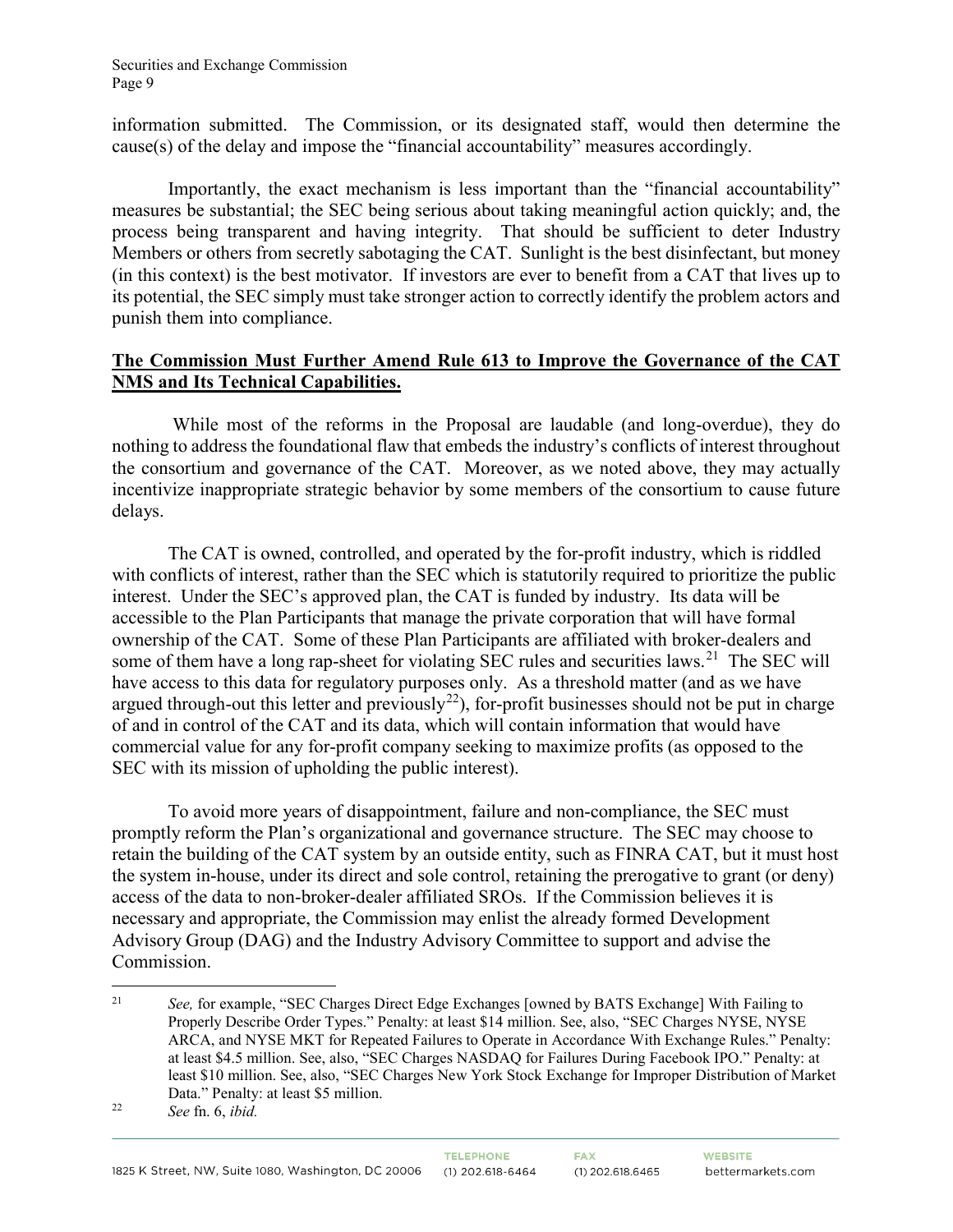information submitted. The Commission, or its designated staff, would then determine the cause(s) of the delay and impose the "financial accountability" measures accordingly.

Importantly, the exact mechanism is less important than the "financial accountability" measures be substantial; the SEC being serious about taking meaningful action quickly; and, the process being transparent and having integrity. That should be sufficient to deter Industry Members or others from secretly sabotaging the CAT. Sunlight is the best disinfectant, but money (in this context) is the best motivator. If investors are ever to benefit from a CAT that lives up to its potential, the SEC simply must take stronger action to correctly identify the problem actors and punish them into compliance.

**<u>The Commission Must Further Amend Rule 613 to Improve the Governance of the CAT NMS and Its Technical Capabilities.</u>**

While most of the reforms in the Proposal are laudable (and long-overdue), they do nothing to address the foundational flaw that embeds the industry's conflicts of interest throughout the consortium and governance of the CAT. Moreover, as we noted above, they may actually incentivize inappropriate strategic behavior by some members of the consortium to cause future delays.

The CAT is owned, controlled, and operated by the for-profit industry, which is riddled with conflicts of interest, rather than the SEC which is statutorily required to prioritize the public interest. Under the SEC's approved plan, the CAT is funded by industry. Its data will be accessible to the Plan Participants that manage the private corporation that will have formal ownership of the CAT. Some of these Plan Participants are affiliated with broker-dealers and some of them have a long rap-sheet for violating SEC rules and securities laws.[21] The SEC will have access to this data for regulatory purposes only. As a threshold matter (and as we have argued through-out this letter and previously[22]), for-profit businesses should not be put in charge of and in control of the CAT and its data, which will contain information that would have commercial value for any for-profit company seeking to maximize profits (as opposed to the SEC with its mission of upholding the public interest).

To avoid more years of disappointment, failure and non-compliance, the SEC must promptly reform the Plan's organizational and governance structure. The SEC may choose to retain the building of the CAT system by an outside entity, such as FINRA CAT, but it must host the system in-house, under its direct and sole control, retaining the prerogative to grant (or deny) access of the data to non-broker-dealer affiliated SROs. If the Commission believes it is necessary and appropriate, the Commission may enlist the already formed Development Advisory Group (DAG) and the Industry Advisory Committee to support and advise the Commission.

---

[21] *See,* for example, "SEC Charges Direct Edge Exchanges [owned by BATS Exchange] With Failing to Properly Describe Order Types." Penalty: at least $14 million. See, also, "SEC Charges NYSE, NYSE ARCA, and NYSE MKT for Repeated Failures to Operate in Accordance With Exchange Rules." Penalty: at least $4.5 million. See, also, "SEC Charges NASDAQ for Failures During Facebook IPO." Penalty: at least $10 million. See, also, "SEC Charges New York Stock Exchange for Improper Distribution of Market Data." Penalty: at least $5 million.

[22] *See* fn. 6, *ibid.*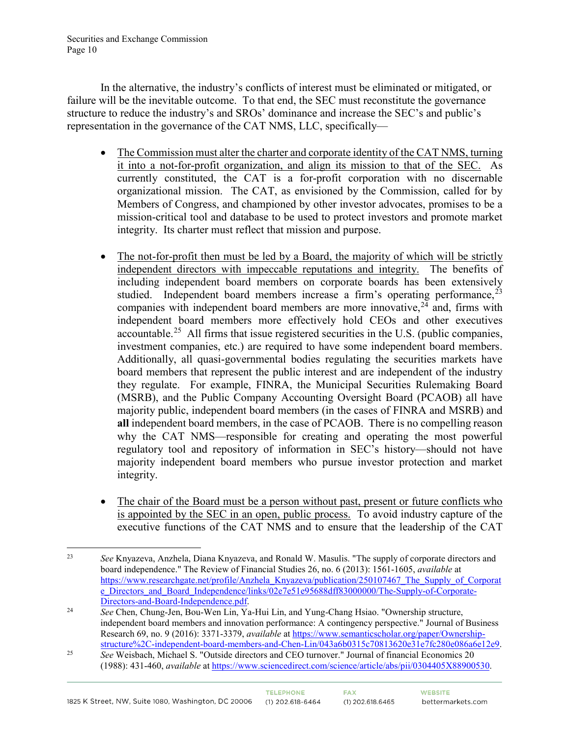In the alternative, the industry's conflicts of interest must be eliminated or mitigated, or failure will be the inevitable outcome. To that end, the SEC must reconstitute the governance structure to reduce the industry's and SROs' dominance and increase the SEC's and public's representation in the governance of the CAT NMS, LLC, specifically—

- <u>The Commission must alter the charter and corporate identity of the CAT NMS, turning it into a not-for-profit organization, and align its mission to that of the SEC.</u> As currently constituted, the CAT is a for-profit corporation with no discernable organizational mission. The CAT, as envisioned by the Commission, called for by Members of Congress, and championed by other investor advocates, promises to be a mission-critical tool and database to be used to protect investors and promote market integrity. Its charter must reflect that mission and purpose.

- <u>The not-for-profit then must be led by a Board, the majority of which will be strictly independent directors with impeccable reputations and integrity.</u> The benefits of including independent board members on corporate boards has been extensively studied. Independent board members increase a firm's operating performance,[23] companies with independent board members are more innovative,[24] and, firms with independent board members more effectively hold CEOs and other executives accountable.[25] All firms that issue registered securities in the U.S. (public companies, investment companies, etc.) are required to have some independent board members. Additionally, all quasi-governmental bodies regulating the securities markets have board members that represent the public interest and are independent of the industry they regulate. For example, FINRA, the Municipal Securities Rulemaking Board (MSRB), and the Public Company Accounting Oversight Board (PCAOB) all have majority public, independent board members (in the cases of FINRA and MSRB) and **all** independent board members, in the case of PCAOB. There is no compelling reason why the CAT NMS—responsible for creating and operating the most powerful regulatory tool and repository of information in SEC's history—should not have majority independent board members who pursue investor protection and market integrity.

- <u>The chair of the Board must be a person without past, present or future conflicts who is appointed by the SEC in an open, public process.</u> To avoid industry capture of the executive functions of the CAT NMS and to ensure that the leadership of the CAT

---

[23] *See* Knyazeva, Anzhela, Diana Knyazeva, and Ronald W. Masulis. "The supply of corporate directors and board independence." The Review of Financial Studies 26, no. 6 (2013): 1561-1605, *available* at https://www.researchgate.net/profile/Anzhela_Knyazeva/publication/250107467_The_Supply_of_Corporate_Directors_and_Board_Independence/links/02e7e51e95688dff83000000/The-Supply-of-Corporate-Directors-and-Board-Independence.pdf.

[24] *See* Chen, Chung-Jen, Bou-Wen Lin, Ya-Hui Lin, and Yung-Chang Hsiao. "Ownership structure, independent board members and innovation performance: A contingency perspective." Journal of Business Research 69, no. 9 (2016): 3371-3379, *available* at https://www.semanticscholar.org/paper/Ownership-structure%2C-independent-board-members-and-Chen-Lin/043a6b0315c70813620e31e7fc280e086a6e12e9.

[25] *See* Weisbach, Michael S. "Outside directors and CEO turnover." Journal of financial Economics 20 (1988): 431-460, *available* at https://www.sciencedirect.com/science/article/abs/pii/0304405X88900530.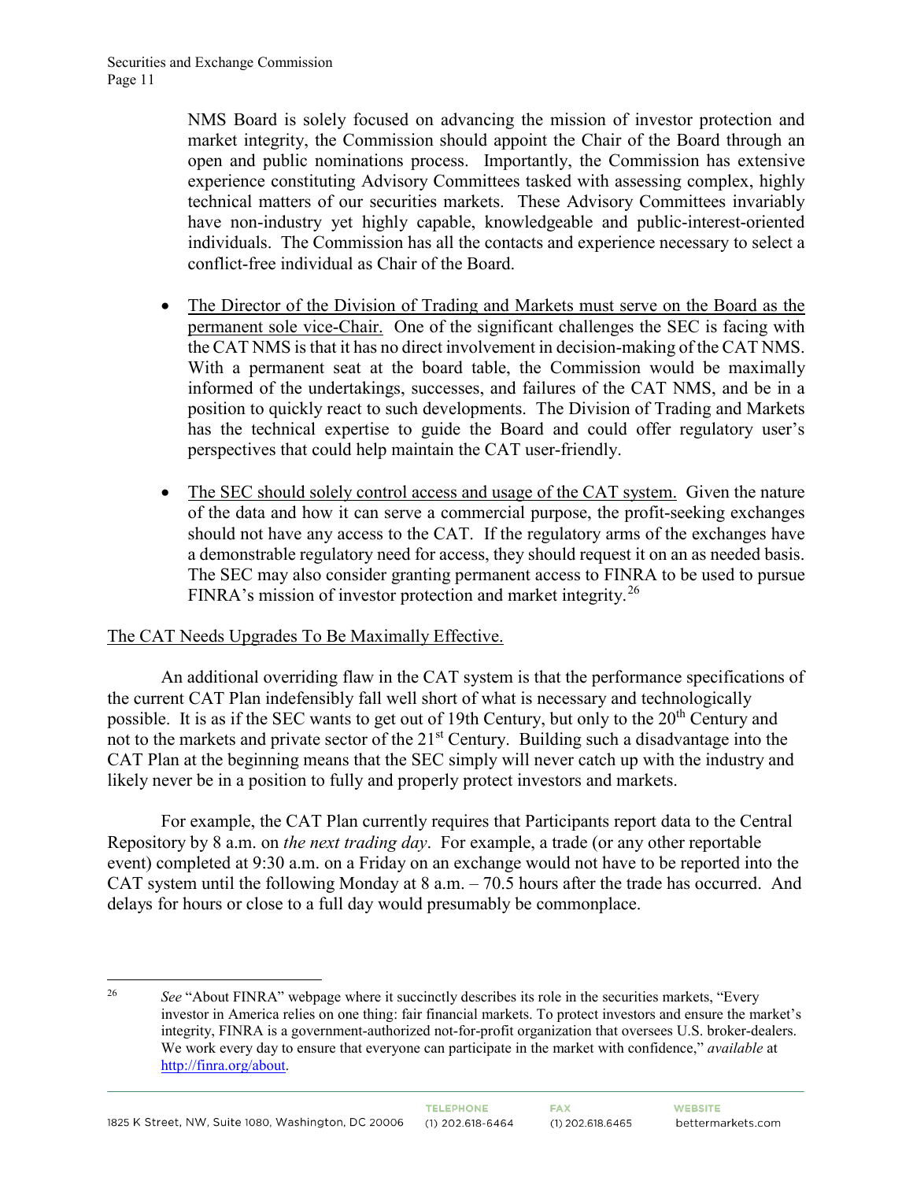NMS Board is solely focused on advancing the mission of investor protection and market integrity, the Commission should appoint the Chair of the Board through an open and public nominations process. Importantly, the Commission has extensive experience constituting Advisory Committees tasked with assessing complex, highly technical matters of our securities markets. These Advisory Committees invariably have non-industry yet highly capable, knowledgeable and public-interest-oriented individuals. The Commission has all the contacts and experience necessary to select a conflict-free individual as Chair of the Board.

- The Director of the Division of Trading and Markets must serve on the Board as the permanent sole vice-Chair. One of the significant challenges the SEC is facing with the CAT NMS is that it has no direct involvement in decision-making of the CAT NMS. With a permanent seat at the board table, the Commission would be maximally informed of the undertakings, successes, and failures of the CAT NMS, and be in a position to quickly react to such developments. The Division of Trading and Markets has the technical expertise to guide the Board and could offer regulatory user's perspectives that could help maintain the CAT user-friendly.

- The SEC should solely control access and usage of the CAT system. Given the nature of the data and how it can serve a commercial purpose, the profit-seeking exchanges should not have any access to the CAT. If the regulatory arms of the exchanges have a demonstrable regulatory need for access, they should request it on an as needed basis. The SEC may also consider granting permanent access to FINRA to be used to pursue FINRA's mission of investor protection and market integrity.[26]

## The CAT Needs Upgrades To Be Maximally Effective.

An additional overriding flaw in the CAT system is that the performance specifications of the current CAT Plan indefensibly fall well short of what is necessary and technologically possible. It is as if the SEC wants to get out of 19th Century, but only to the 20th Century and not to the markets and private sector of the 21st Century. Building such a disadvantage into the CAT Plan at the beginning means that the SEC simply will never catch up with the industry and likely never be in a position to fully and properly protect investors and markets.

For example, the CAT Plan currently requires that Participants report data to the Central Repository by 8 a.m. on *the next trading day*. For example, a trade (or any other reportable event) completed at 9:30 a.m. on a Friday on an exchange would not have to be reported into the CAT system until the following Monday at 8 a.m. – 70.5 hours after the trade has occurred. And delays for hours or close to a full day would presumably be commonplace.

[26] *See* "About FINRA" webpage where it succinctly describes its role in the securities markets, "Every investor in America relies on one thing: fair financial markets. To protect investors and ensure the market's integrity, FINRA is a government-authorized not-for-profit organization that oversees U.S. broker-dealers. We work every day to ensure that everyone can participate in the market with confidence," *available* at http://finra.org/about.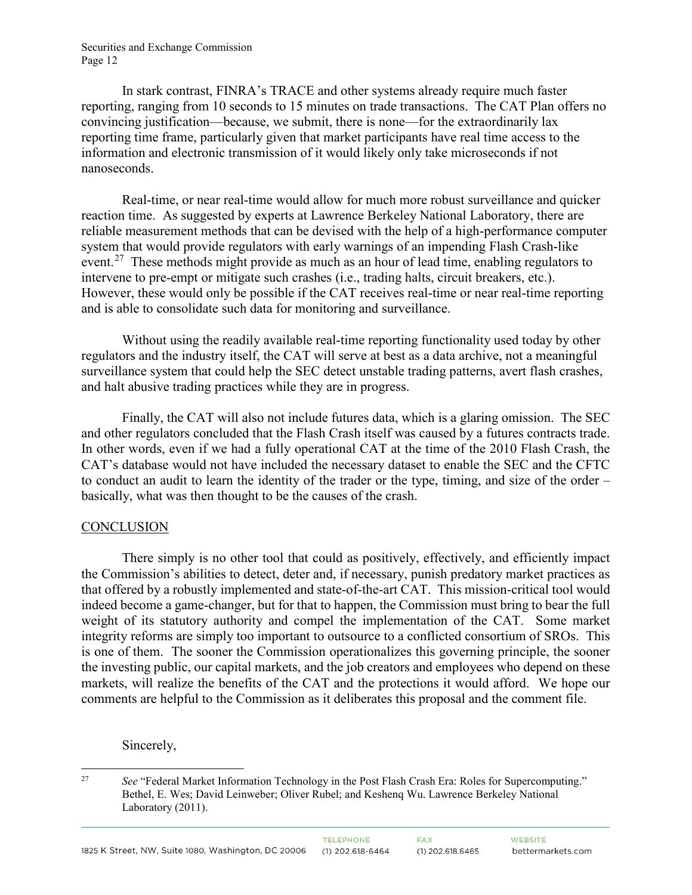In stark contrast, FINRA's TRACE and other systems already require much faster reporting, ranging from 10 seconds to 15 minutes on trade transactions. The CAT Plan offers no convincing justification—because, we submit, there is none—for the extraordinarily lax reporting time frame, particularly given that market participants have real time access to the information and electronic transmission of it would likely only take microseconds if not nanoseconds.

Real-time, or near real-time would allow for much more robust surveillance and quicker reaction time. As suggested by experts at Lawrence Berkeley National Laboratory, there are reliable measurement methods that can be devised with the help of a high-performance computer system that would provide regulators with early warnings of an impending Flash Crash-like event.[27] These methods might provide as much as an hour of lead time, enabling regulators to intervene to pre-empt or mitigate such crashes (i.e., trading halts, circuit breakers, etc.). However, these would only be possible if the CAT receives real-time or near real-time reporting and is able to consolidate such data for monitoring and surveillance.

Without using the readily available real-time reporting functionality used today by other regulators and the industry itself, the CAT will serve at best as a data archive, not a meaningful surveillance system that could help the SEC detect unstable trading patterns, avert flash crashes, and halt abusive trading practices while they are in progress.

Finally, the CAT will also not include futures data, which is a glaring omission. The SEC and other regulators concluded that the Flash Crash itself was caused by a futures contracts trade. In other words, even if we had a fully operational CAT at the time of the 2010 Flash Crash, the CAT's database would not have included the necessary dataset to enable the SEC and the CFTC to conduct an audit to learn the identity of the trader or the type, timing, and size of the order – basically, what was then thought to be the causes of the crash.

## CONCLUSION

There simply is no other tool that could as positively, effectively, and efficiently impact the Commission's abilities to detect, deter and, if necessary, punish predatory market practices as that offered by a robustly implemented and state-of-the-art CAT. This mission-critical tool would indeed become a game-changer, but for that to happen, the Commission must bring to bear the full weight of its statutory authority and compel the implementation of the CAT. Some market integrity reforms are simply too important to outsource to a conflicted consortium of SROs. This is one of them. The sooner the Commission operationalizes this governing principle, the sooner the investing public, our capital markets, and the job creators and employees who depend on these markets, will realize the benefits of the CAT and the protections it would afford. We hope our comments are helpful to the Commission as it deliberates this proposal and the comment file.

Sincerely,

---

[27] *See* "Federal Market Information Technology in the Post Flash Crash Era: Roles for Supercomputing." Bethel, E. Wes; David Leinweber; Oliver Rubel; and Keshenq Wu. Lawrence Berkeley National Laboratory (2011).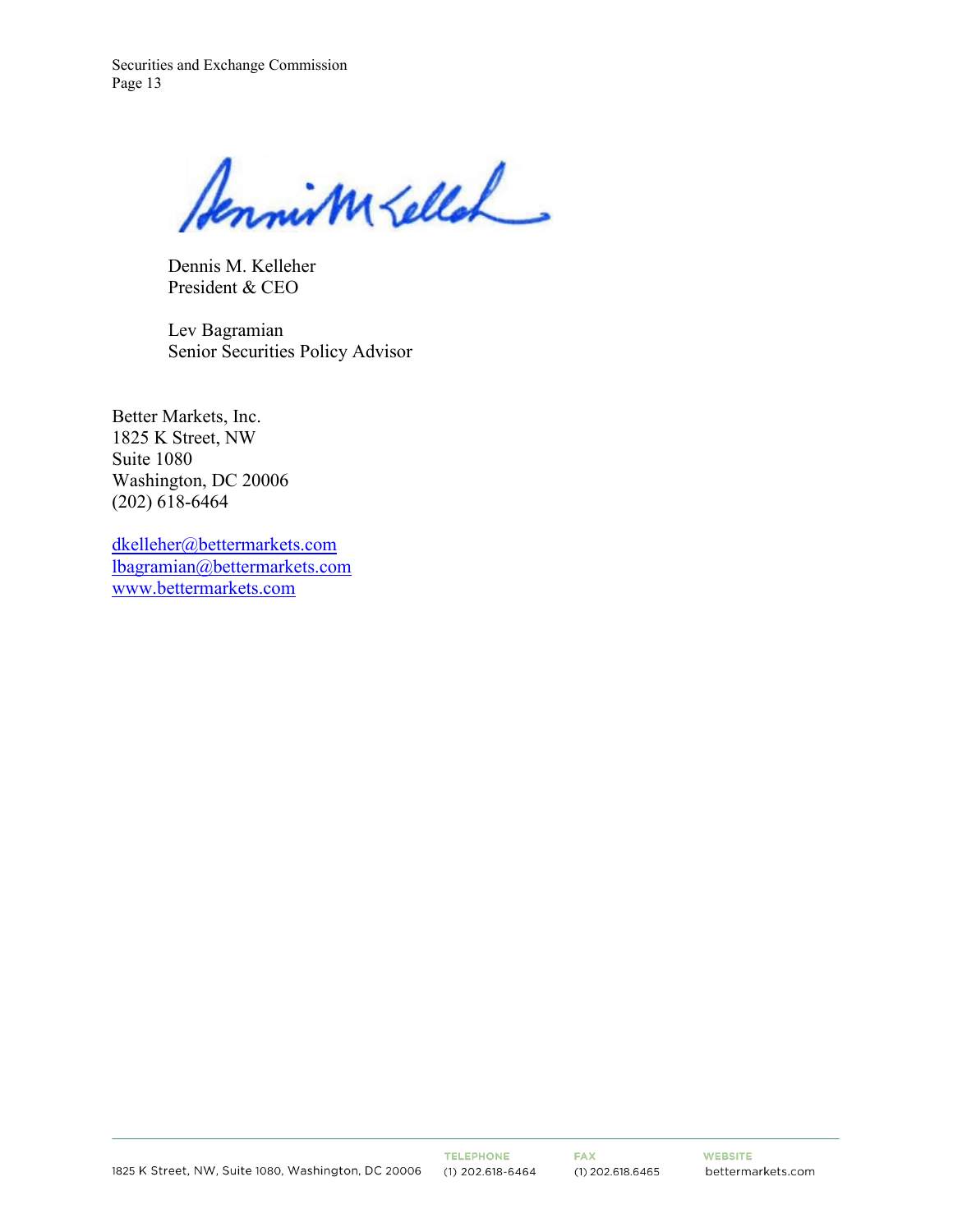Dennis M. Kelleher
President & CEO

Lev Bagramian
Senior Securities Policy Advisor

Better Markets, Inc.
1825 K Street, NW
Suite 1080
Washington, DC 20006
(202) 618-6464

dkelleher@bettermarkets.com
lbagramian@bettermarkets.com
www.bettermarkets.com